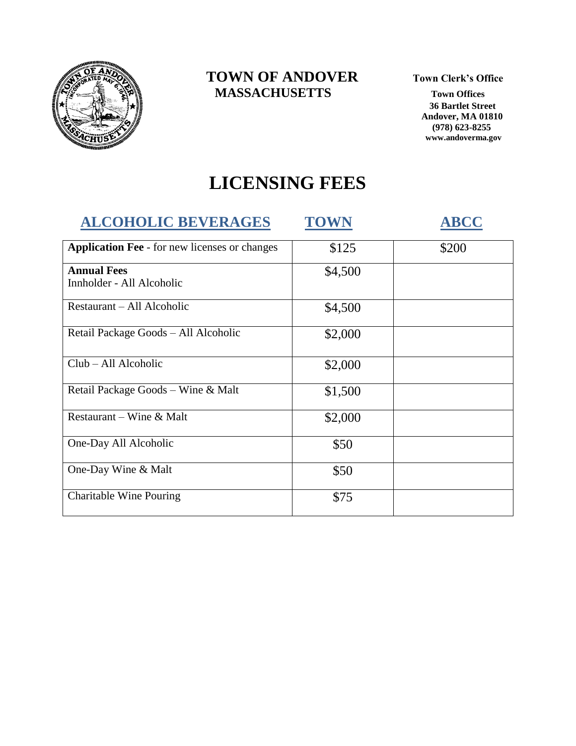# TOWN OF ANDOVER
## MASSACHUSETTS

**Town Clerk's Office**

**Town Offices**
**36 Bartlet Street**
**Andover, MA 01810**
**(978) 623-8255**
**www.andoverma.gov**

# LICENSING FEES

| ALCOHOLIC BEVERAGES | TOWN | ABCC |
|---|---|---|
| **Application Fee** - for new licenses or changes | \$125 | \$200 |
| **Annual Fees** Innholder - All Alcoholic | \$4,500 | |
| Restaurant – All Alcoholic | \$4,500 | |
| Retail Package Goods – All Alcoholic | \$2,000 | |
| Club – All Alcoholic | \$2,000 | |
| Retail Package Goods – Wine & Malt | \$1,500 | |
| Restaurant – Wine & Malt | \$2,000 | |
| One-Day All Alcoholic | \$50 | |
| One-Day Wine & Malt | \$50 | |
| Charitable Wine Pouring | \$75 | |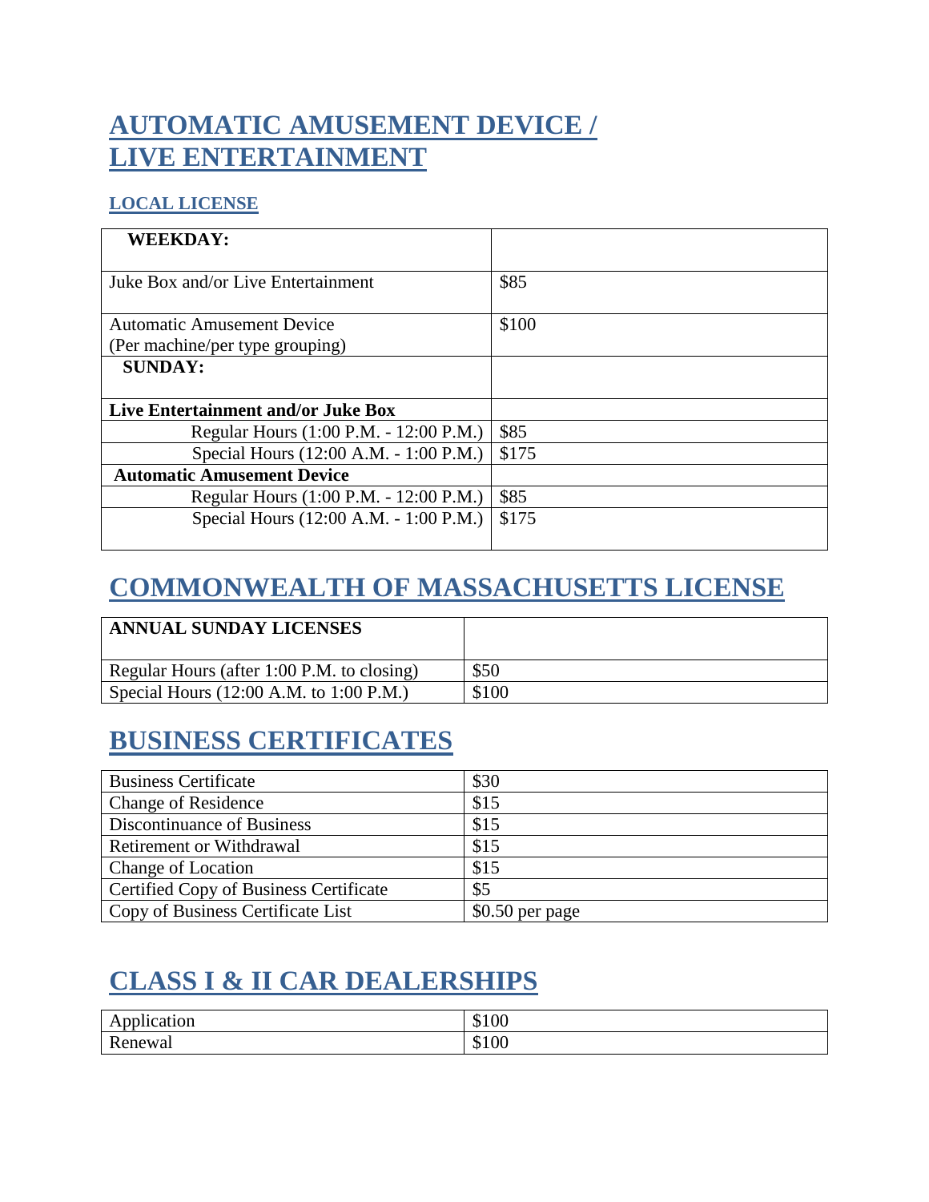# AUTOMATIC AMUSEMENT DEVICE / LIVE ENTERTAINMENT

### LOCAL LICENSE

| **WEEKDAY:** | |
|---|---|
| Juke Box and/or Live Entertainment | $85 |
| Automatic Amusement Device (Per machine/per type grouping) | $100 |
| **SUNDAY:** | |
| **Live Entertainment and/or Juke Box** | |
| Regular Hours (1:00 P.M. - 12:00 P.M.) | $85 |
| Special Hours (12:00 A.M. - 1:00 P.M.) | $175 |
| **Automatic Amusement Device** | |
| Regular Hours (1:00 P.M. - 12:00 P.M.) | $85 |
| Special Hours (12:00 A.M. - 1:00 P.M.) | $175 |

# COMMONWEALTH OF MASSACHUSETTS LICENSE

| **ANNUAL SUNDAY LICENSES** | |
|---|---|
| Regular Hours (after 1:00 P.M. to closing) | $50 |
| Special Hours (12:00 A.M. to 1:00 P.M.) | $100 |

# BUSINESS CERTIFICATES

| | |
|---|---|
| Business Certificate | $30 |
| Change of Residence | $15 |
| Discontinuance of Business | $15 |
| Retirement or Withdrawal | $15 |
| Change of Location | $15 |
| Certified Copy of Business Certificate | $5 |
| Copy of Business Certificate List | $0.50 per page |

# CLASS I & II CAR DEALERSHIPS

| | |
|---|---|
| Application | $100 |
| Renewal | $100 |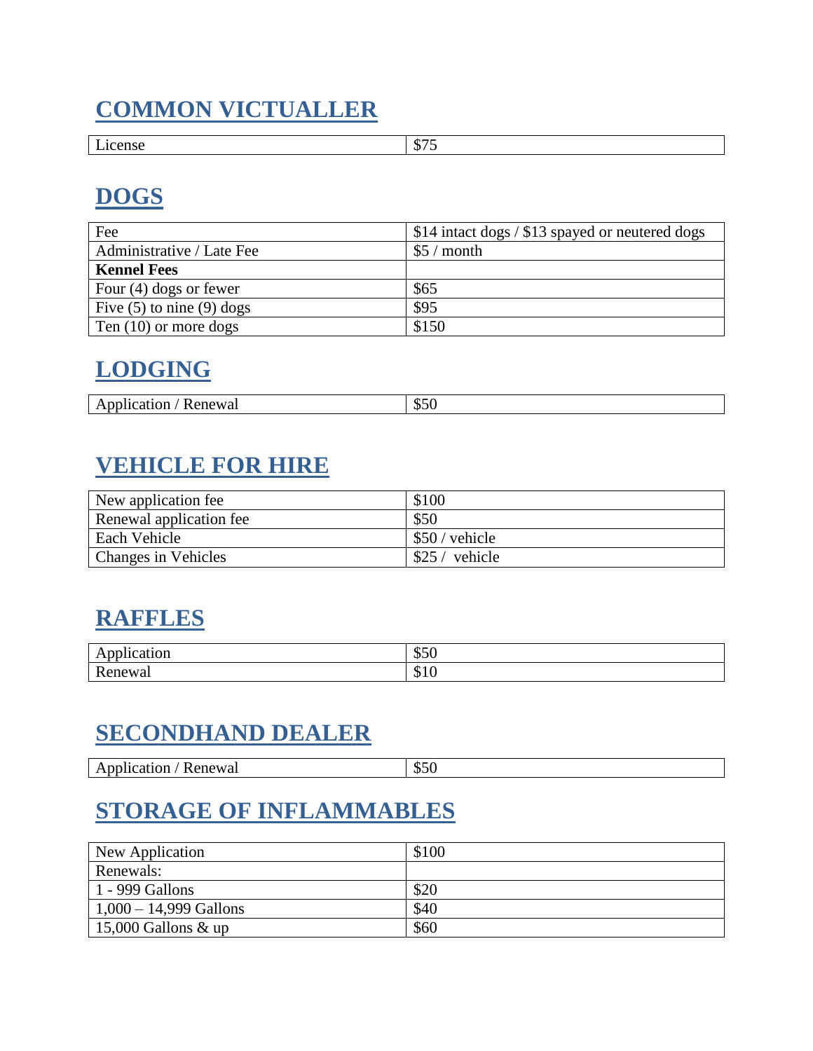## COMMON VICTUALLER

| | |
|---|---|
| License | $75 |

## DOGS

| | |
|---|---|
| Fee | $14 intact dogs / $13 spayed or neutered dogs |
| Administrative / Late Fee | $5 / month |
| **Kennel Fees** | |
| Four (4) dogs or fewer | $65 |
| Five (5) to nine (9) dogs | $95 |
| Ten (10) or more dogs | $150 |

## LODGING

| | |
|---|---|
| Application / Renewal | $50 |

## VEHICLE FOR HIRE

| | |
|---|---|
| New application fee | $100 |
| Renewal application fee | $50 |
| Each Vehicle | $50 / vehicle |
| Changes in Vehicles | $25 / vehicle |

## RAFFLES

| | |
|---|---|
| Application | $50 |
| Renewal | $10 |

## SECONDHAND DEALER

| | |
|---|---|
| Application / Renewal | $50 |

## STORAGE OF INFLAMMABLES

| | |
|---|---|
| New Application | $100 |
| Renewals: | |
| 1 - 999 Gallons | $20 |
| 1,000 – 14,999 Gallons | $40 |
| 15,000 Gallons & up | $60 |